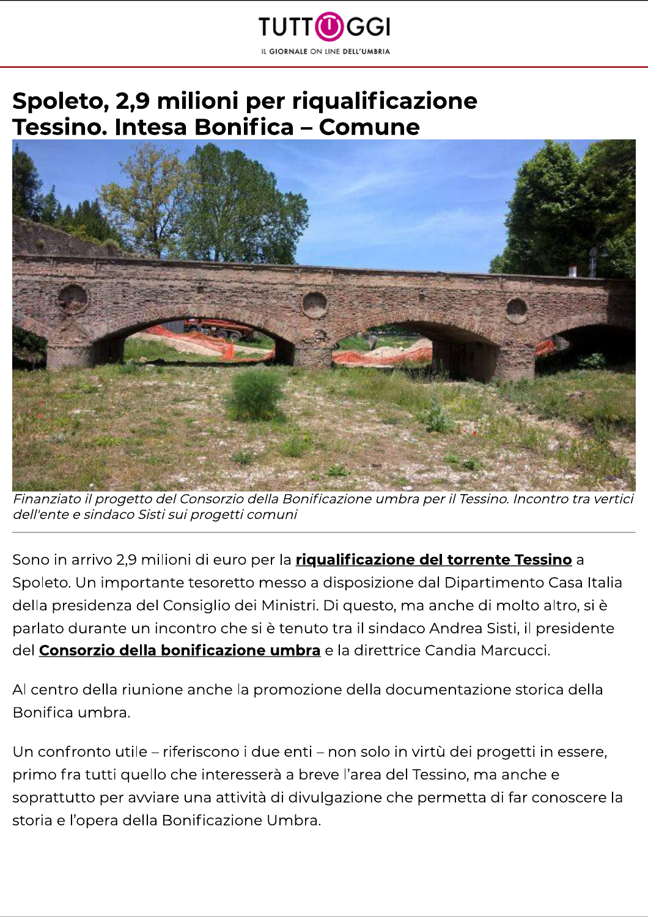# Spoleto, 2,9 milioni per riqualificazione Tessino. Intesa Bonifica – Comune

*Finanziato il progetto del Consorzio della Bonificazione umbra per il Tessino. Incontro tra vertici dell'ente e sindaco Sisti sui progetti comuni*

Sono in arrivo 2,9 milioni di euro per la **riqualificazione del torrente Tessino** a Spoleto. Un importante tesoretto messo a disposizione dal Dipartimento Casa Italia della presidenza del Consiglio dei Ministri. Di questo, ma anche di molto altro, si è parlato durante un incontro che si è tenuto tra il sindaco Andrea Sisti, il presidente del **Consorzio della bonificazione umbra** e la direttrice Candia Marcucci.

Al centro della riunione anche la promozione della documentazione storica della Bonifica umbra.

Un confronto utile – riferiscono i due enti – non solo in virtù dei progetti in essere, primo fra tutti quello che interesserà a breve l'area del Tessino, ma anche e soprattutto per avviare una attività di divulgazione che permetta di far conoscere la storia e l'opera della Bonificazione Umbra.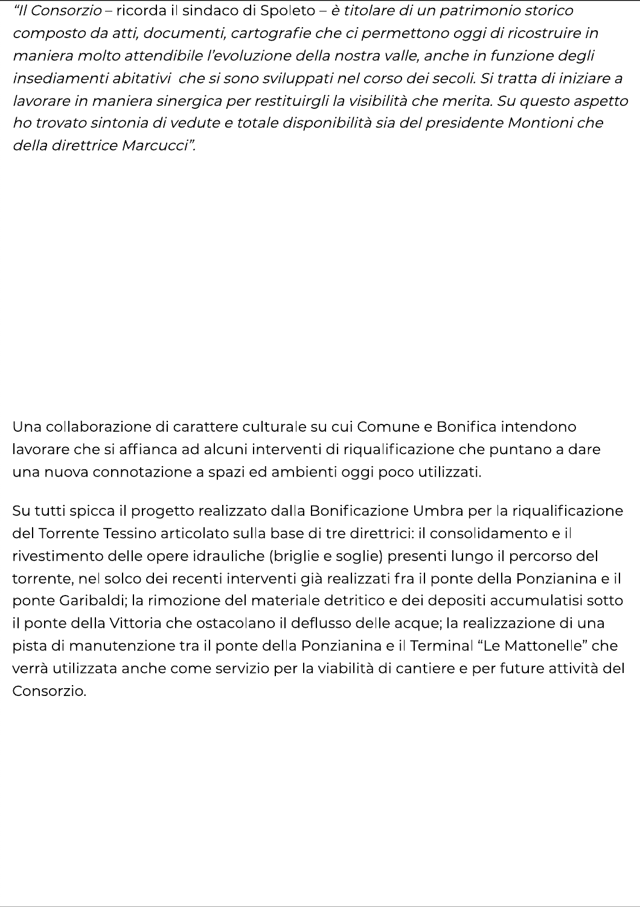*“Il Consorzio* – ricorda il sindaco di Spoleto – *è titolare di un patrimonio storico composto da atti, documenti, cartografie che ci permettono oggi di ricostruire in maniera molto attendibile l’evoluzione della nostra valle, anche in funzione degli insediamenti abitativi  che si sono sviluppati nel corso dei secoli. Si tratta di iniziare a lavorare in maniera sinergica per restituirgli la visibilità che merita. Su questo aspetto ho trovato sintonia di vedute e totale disponibilità sia del presidente Montioni che della direttrice Marcucci”.*

Una collaborazione di carattere culturale su cui Comune e Bonifica intendono lavorare che si affianca ad alcuni interventi di riqualificazione che puntano a dare una nuova connotazione a spazi ed ambienti oggi poco utilizzati.

Su tutti spicca il progetto realizzato dalla Bonificazione Umbra per la riqualificazione del Torrente Tessino articolato sulla base di tre direttrici: il consolidamento e il rivestimento delle opere idrauliche (briglie e soglie) presenti lungo il percorso del torrente, nel solco dei recenti interventi già realizzati fra il ponte della Ponzianina e il ponte Garibaldi; la rimozione del materiale detritico e dei depositi accumulatisi sotto il ponte della Vittoria che ostacolano il deflusso delle acque; la realizzazione di una pista di manutenzione tra il ponte della Ponzianina e il Terminal “Le Mattonelle” che verrà utilizzata anche come servizio per la viabilità di cantiere e per future attività del Consorzio.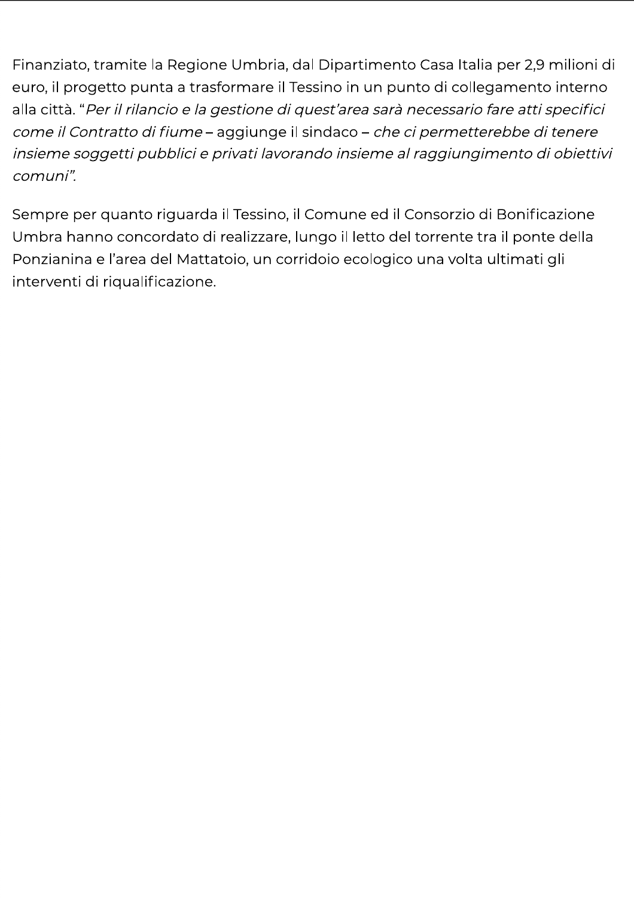Finanziato, tramite la Regione Umbria, dal Dipartimento Casa Italia per 2,9 milioni di euro, il progetto punta a trasformare il Tessino in un punto di collegamento interno alla città. "*Per il rilancio e la gestione di quest'area sarà necessario fare atti specifici come il Contratto di fiume* – aggiunge il sindaco – *che ci permetterebbe di tenere insieme soggetti pubblici e privati lavorando insieme al raggiungimento di obiettivi comuni*".

Sempre per quanto riguarda il Tessino, il Comune ed il Consorzio di Bonificazione Umbra hanno concordato di realizzare, lungo il letto del torrente tra il ponte della Ponzianina e l'area del Mattatoio, un corridoio ecologico una volta ultimati gli interventi di riqualificazione.